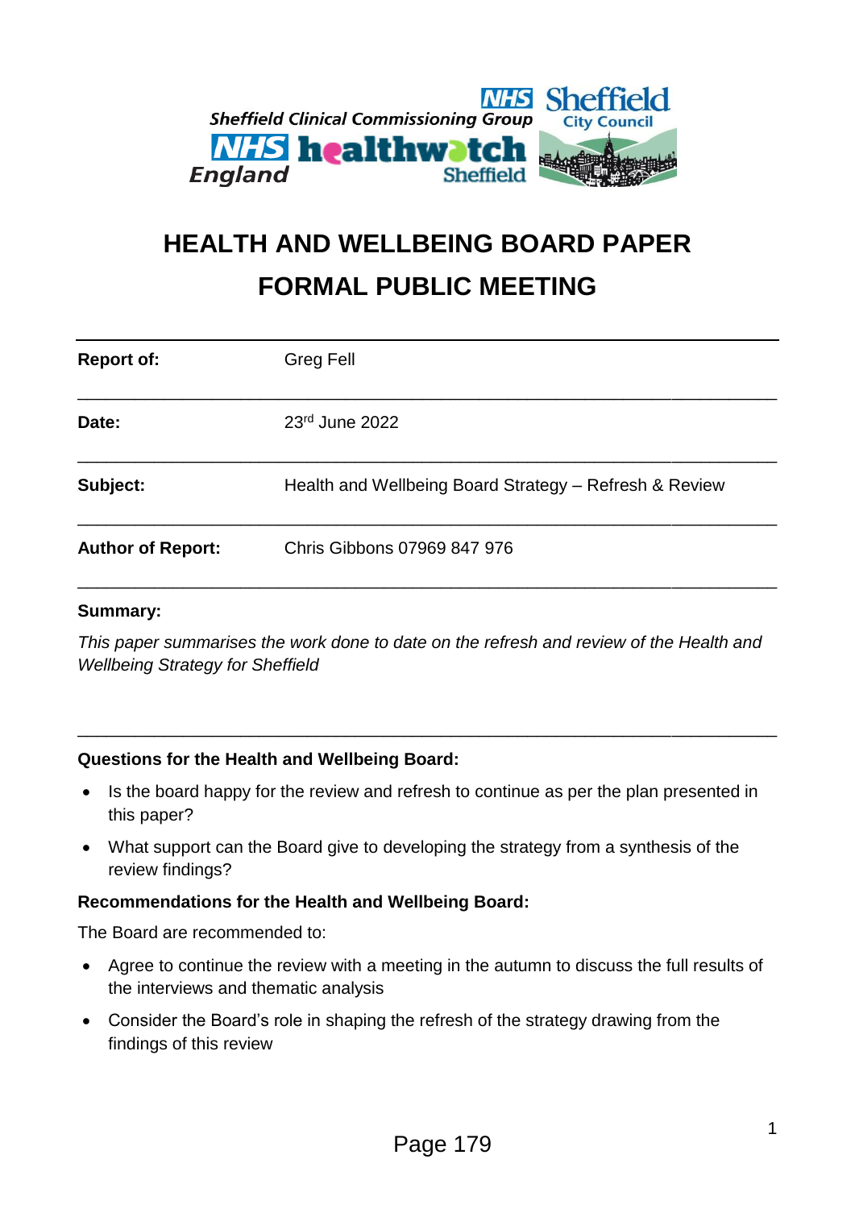# HEALTH AND WELLBEING BOARD PAPER

# FORMAL PUBLIC MEETING

| | |
|---|---|
| **Report of:** | Greg Fell |
| **Date:** | 23rd June 2022 |
| **Subject:** | Health and Wellbeing Board Strategy – Refresh & Review |
| **Author of Report:** | Chris Gibbons 07969 847 976 |

**Summary:**

*This paper summarises the work done to date on the refresh and review of the Health and Wellbeing Strategy for Sheffield*

**Questions for the Health and Wellbeing Board:**

- Is the board happy for the review and refresh to continue as per the plan presented in this paper?
- What support can the Board give to developing the strategy from a synthesis of the review findings?

**Recommendations for the Health and Wellbeing Board:**

The Board are recommended to:

- Agree to continue the review with a meeting in the autumn to discuss the full results of the interviews and thematic analysis
- Consider the Board's role in shaping the refresh of the strategy drawing from the findings of this review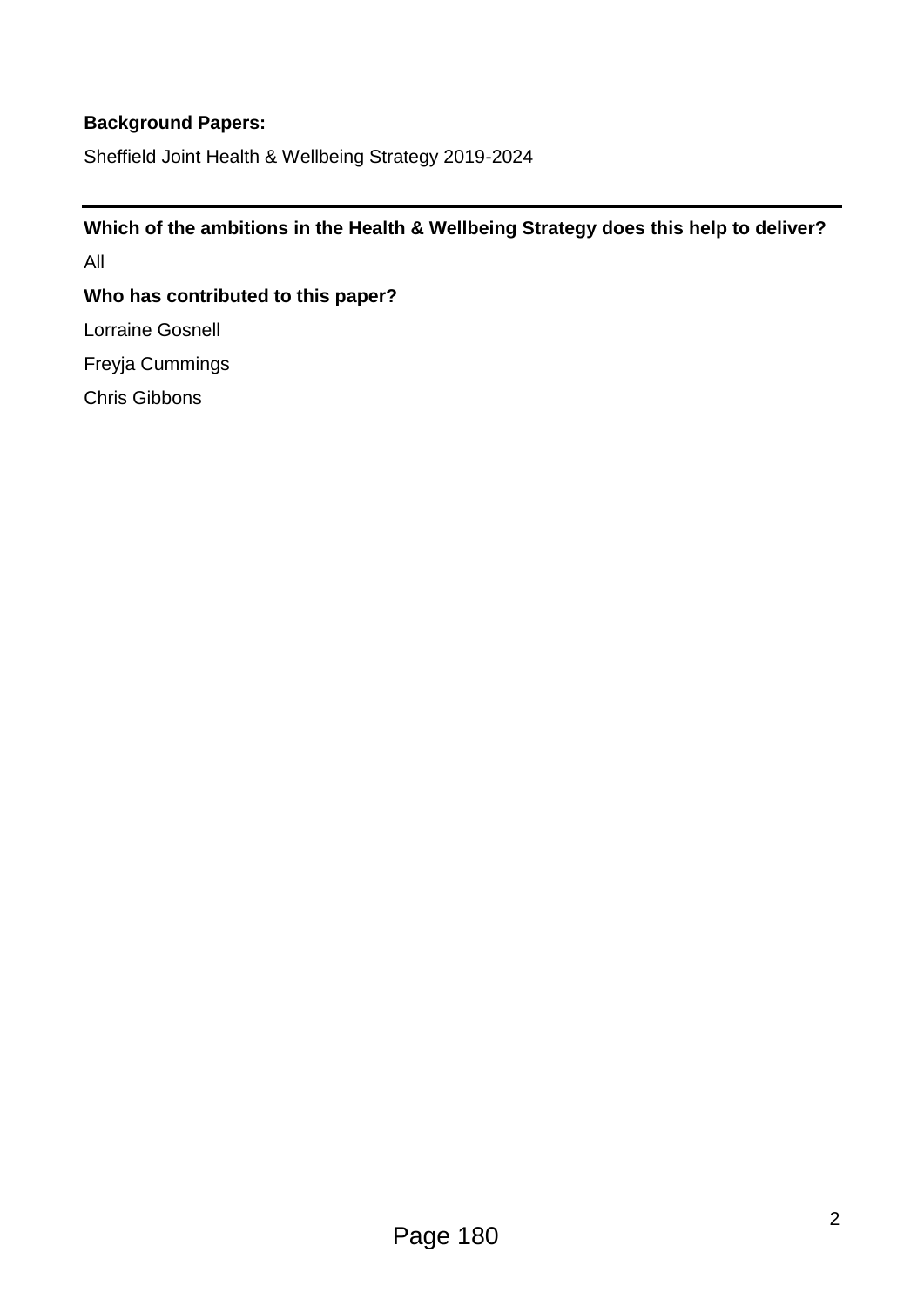**Background Papers:**

Sheffield Joint Health & Wellbeing Strategy 2019-2024

---

**Which of the ambitions in the Health & Wellbeing Strategy does this help to deliver?**

All

**Who has contributed to this paper?**

Lorraine Gosnell

Freyja Cummings

Chris Gibbons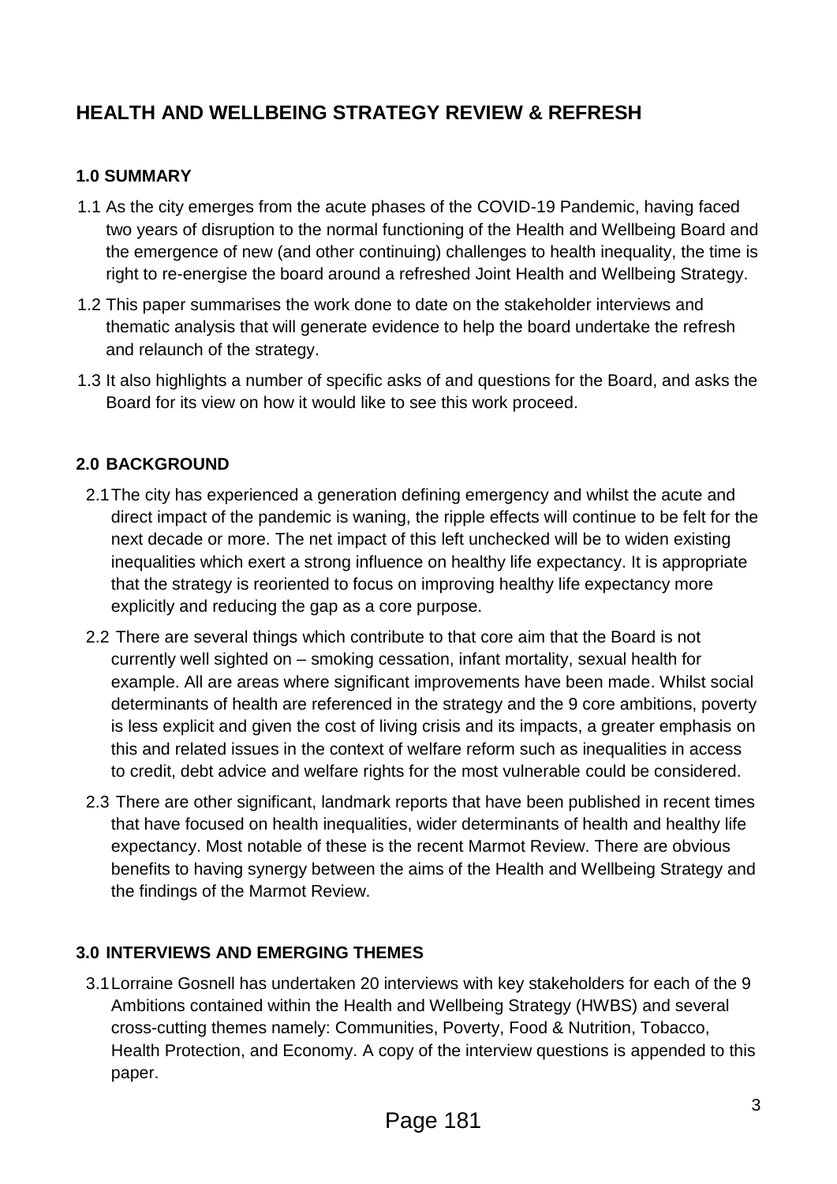# HEALTH AND WELLBEING STRATEGY REVIEW & REFRESH

## 1.0 SUMMARY

1.1 As the city emerges from the acute phases of the COVID-19 Pandemic, having faced two years of disruption to the normal functioning of the Health and Wellbeing Board and the emergence of new (and other continuing) challenges to health inequality, the time is right to re-energise the board around a refreshed Joint Health and Wellbeing Strategy.

1.2 This paper summarises the work done to date on the stakeholder interviews and thematic analysis that will generate evidence to help the board undertake the refresh and relaunch of the strategy.

1.3 It also highlights a number of specific asks of and questions for the Board, and asks the Board for its view on how it would like to see this work proceed.

## 2.0 BACKGROUND

2.1 The city has experienced a generation defining emergency and whilst the acute and direct impact of the pandemic is waning, the ripple effects will continue to be felt for the next decade or more. The net impact of this left unchecked will be to widen existing inequalities which exert a strong influence on healthy life expectancy. It is appropriate that the strategy is reoriented to focus on improving healthy life expectancy more explicitly and reducing the gap as a core purpose.

2.2 There are several things which contribute to that core aim that the Board is not currently well sighted on – smoking cessation, infant mortality, sexual health for example. All are areas where significant improvements have been made. Whilst social determinants of health are referenced in the strategy and the 9 core ambitions, poverty is less explicit and given the cost of living crisis and its impacts, a greater emphasis on this and related issues in the context of welfare reform such as inequalities in access to credit, debt advice and welfare rights for the most vulnerable could be considered.

2.3 There are other significant, landmark reports that have been published in recent times that have focused on health inequalities, wider determinants of health and healthy life expectancy. Most notable of these is the recent Marmot Review. There are obvious benefits to having synergy between the aims of the Health and Wellbeing Strategy and the findings of the Marmot Review.

## 3.0 INTERVIEWS AND EMERGING THEMES

3.1 Lorraine Gosnell has undertaken 20 interviews with key stakeholders for each of the 9 Ambitions contained within the Health and Wellbeing Strategy (HWBS) and several cross-cutting themes namely: Communities, Poverty, Food & Nutrition, Tobacco, Health Protection, and Economy. A copy of the interview questions is appended to this paper.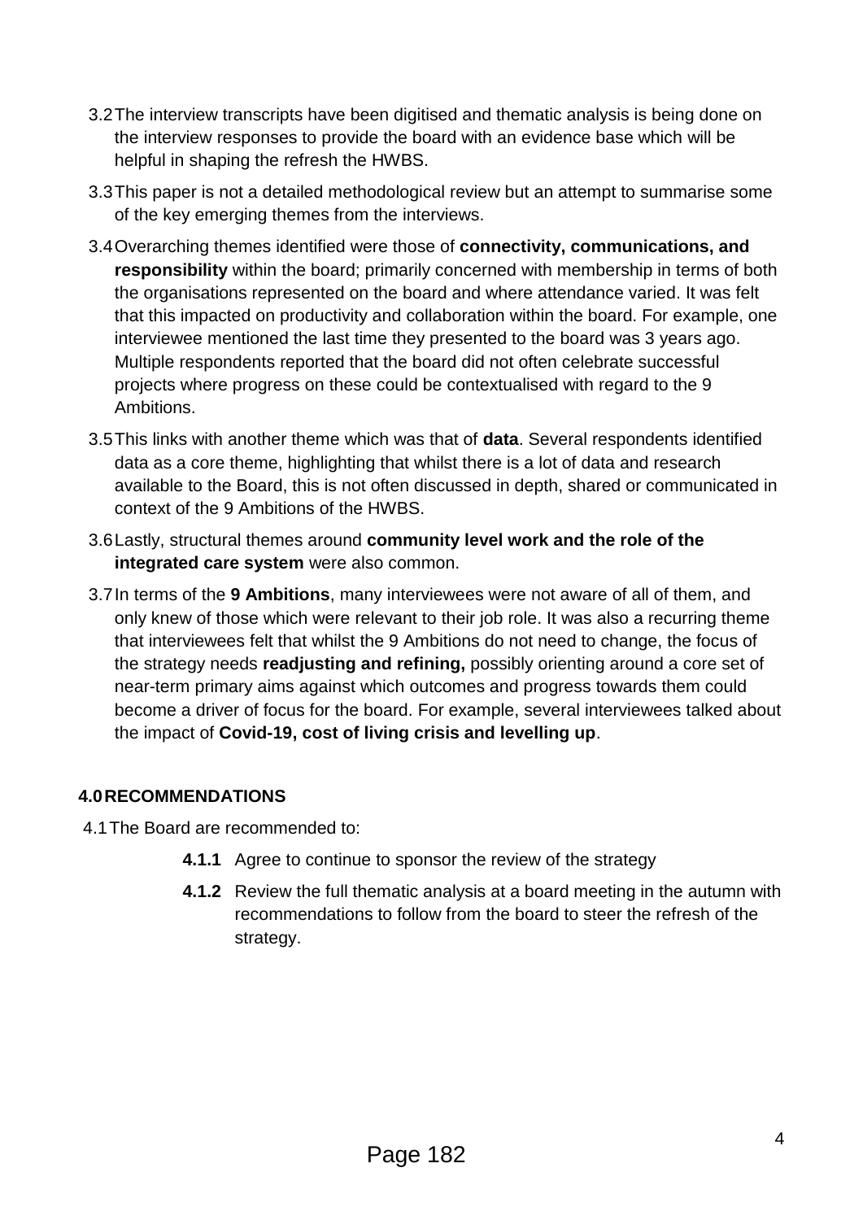3.2 The interview transcripts have been digitised and thematic analysis is being done on the interview responses to provide the board with an evidence base which will be helpful in shaping the refresh the HWBS.

3.3 This paper is not a detailed methodological review but an attempt to summarise some of the key emerging themes from the interviews.

3.4 Overarching themes identified were those of **connectivity, communications, and responsibility** within the board; primarily concerned with membership in terms of both the organisations represented on the board and where attendance varied. It was felt that this impacted on productivity and collaboration within the board. For example, one interviewee mentioned the last time they presented to the board was 3 years ago. Multiple respondents reported that the board did not often celebrate successful projects where progress on these could be contextualised with regard to the 9 Ambitions.

3.5 This links with another theme which was that of **data**. Several respondents identified data as a core theme, highlighting that whilst there is a lot of data and research available to the Board, this is not often discussed in depth, shared or communicated in context of the 9 Ambitions of the HWBS.

3.6 Lastly, structural themes around **community level work and the role of the integrated care system** were also common.

3.7 In terms of the **9 Ambitions**, many interviewees were not aware of all of them, and only knew of those which were relevant to their job role. It was also a recurring theme that interviewees felt that whilst the 9 Ambitions do not need to change, the focus of the strategy needs **readjusting and refining,** possibly orienting around a core set of near-term primary aims against which outcomes and progress towards them could become a driver of focus for the board. For example, several interviewees talked about the impact of **Covid-19, cost of living crisis and levelling up**.

## 4.0 RECOMMENDATIONS

4.1 The Board are recommended to:

- **4.1.1** Agree to continue to sponsor the review of the strategy
- **4.1.2** Review the full thematic analysis at a board meeting in the autumn with recommendations to follow from the board to steer the refresh of the strategy.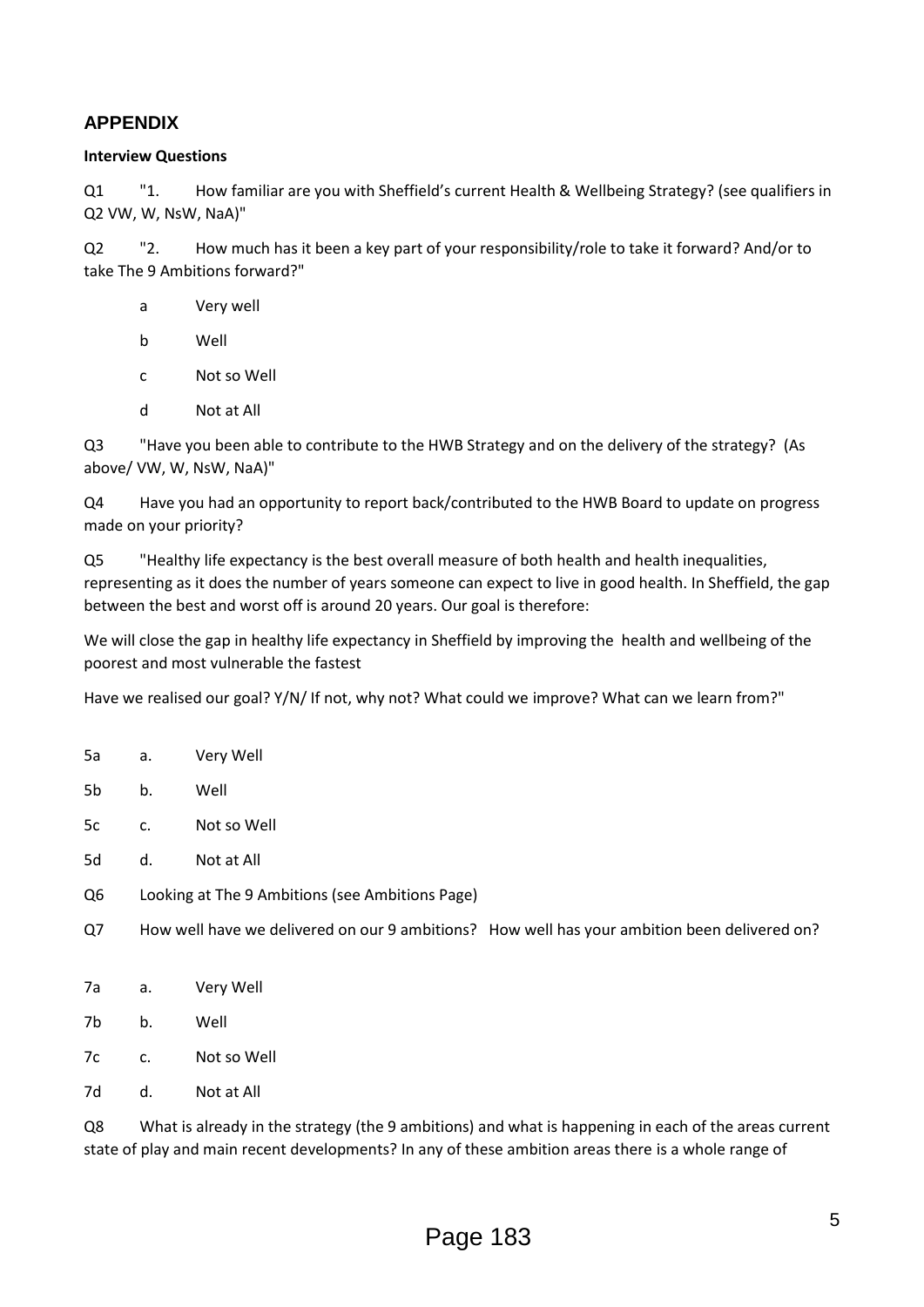## APPENDIX

**Interview Questions**

Q1 "1. How familiar are you with Sheffield's current Health & Wellbeing Strategy? (see qualifiers in Q2 VW, W, NsW, NaA)"

Q2 "2. How much has it been a key part of your responsibility/role to take it forward? And/or to take The 9 Ambitions forward?"

- a Very well
- b Well
- c Not so Well
- d Not at All

Q3 "Have you been able to contribute to the HWB Strategy and on the delivery of the strategy? (As above/ VW, W, NsW, NaA)"

Q4 Have you had an opportunity to report back/contributed to the HWB Board to update on progress made on your priority?

Q5 "Healthy life expectancy is the best overall measure of both health and health inequalities, representing as it does the number of years someone can expect to live in good health. In Sheffield, the gap between the best and worst off is around 20 years. Our goal is therefore:

We will close the gap in healthy life expectancy in Sheffield by improving the health and wellbeing of the poorest and most vulnerable the fastest

Have we realised our goal? Y/N/ If not, why not? What could we improve? What can we learn from?"

- 5a a. Very Well
- 5b b. Well
- 5c c. Not so Well
- 5d d. Not at All

Q6 Looking at The 9 Ambitions (see Ambitions Page)

Q7 How well have we delivered on our 9 ambitions? How well has your ambition been delivered on?

- 7a a. Very Well
- 7b b. Well
- 7c c. Not so Well
- 7d d. Not at All

Q8 What is already in the strategy (the 9 ambitions) and what is happening in each of the areas current state of play and main recent developments? In any of these ambition areas there is a whole range of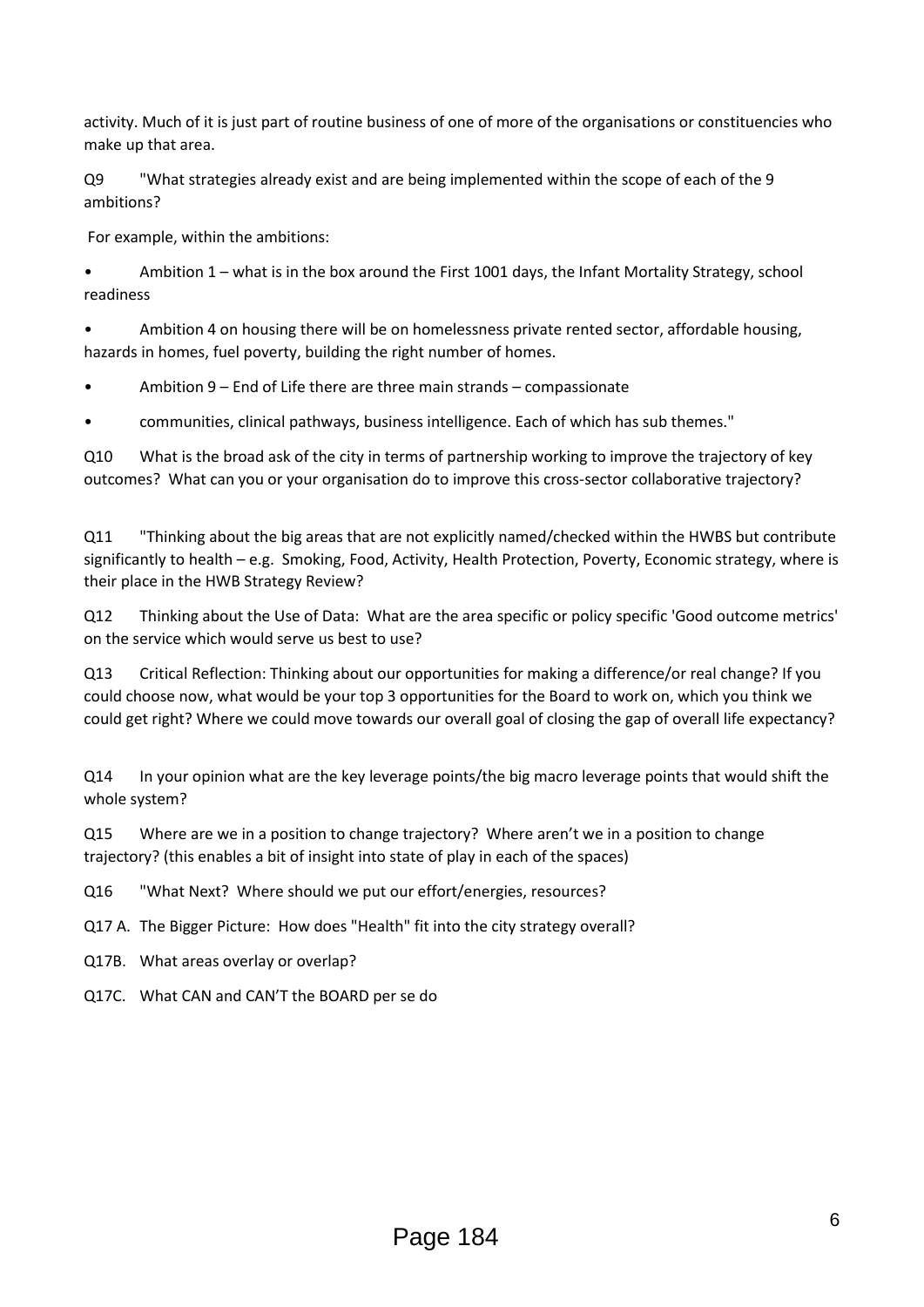activity. Much of it is just part of routine business of one of more of the organisations or constituencies who make up that area.

Q9 "What strategies already exist and are being implemented within the scope of each of the 9 ambitions?

For example, within the ambitions:

- Ambition 1 – what is in the box around the First 1001 days, the Infant Mortality Strategy, school readiness
- Ambition 4 on housing there will be on homelessness private rented sector, affordable housing, hazards in homes, fuel poverty, building the right number of homes.
- Ambition 9 – End of Life there are three main strands – compassionate
- communities, clinical pathways, business intelligence. Each of which has sub themes."

Q10 What is the broad ask of the city in terms of partnership working to improve the trajectory of key outcomes? What can you or your organisation do to improve this cross-sector collaborative trajectory?

Q11 "Thinking about the big areas that are not explicitly named/checked within the HWBS but contribute significantly to health – e.g. Smoking, Food, Activity, Health Protection, Poverty, Economic strategy, where is their place in the HWB Strategy Review?

Q12 Thinking about the Use of Data: What are the area specific or policy specific 'Good outcome metrics' on the service which would serve us best to use?

Q13 Critical Reflection: Thinking about our opportunities for making a difference/or real change? If you could choose now, what would be your top 3 opportunities for the Board to work on, which you think we could get right? Where we could move towards our overall goal of closing the gap of overall life expectancy?

Q14 In your opinion what are the key leverage points/the big macro leverage points that would shift the whole system?

Q15 Where are we in a position to change trajectory? Where aren't we in a position to change trajectory? (this enables a bit of insight into state of play in each of the spaces)

Q16 "What Next? Where should we put our effort/energies, resources?

Q17 A. The Bigger Picture: How does "Health" fit into the city strategy overall?

Q17B. What areas overlay or overlap?

Q17C. What CAN and CAN'T the BOARD per se do